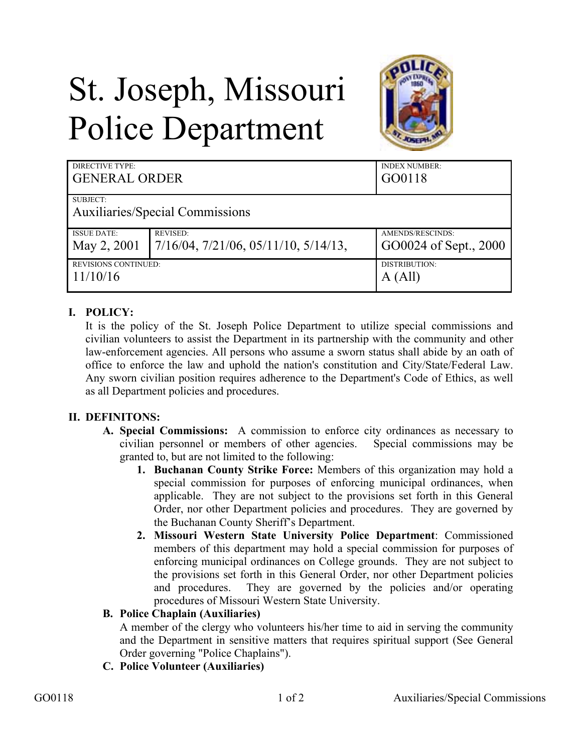# St. Joseph, Missouri Police Department

| DIRECTIVE TYPE: GENERAL ORDER | | INDEX NUMBER: GO0118 |
|---|---|---|
| SUBJECT: Auxiliaries/Special Commissions | | |
| ISSUE DATE: May 2, 2001 | REVISED: 7/16/04, 7/21/06, 05/11/10, 5/14/13, | AMENDS/RESCINDS: GO0024 of Sept., 2000 |
| REVISIONS CONTINUED: 11/10/16 | | DISTRIBUTION: A (All) |

## I. POLICY:

It is the policy of the St. Joseph Police Department to utilize special commissions and civilian volunteers to assist the Department in its partnership with the community and other law-enforcement agencies. All persons who assume a sworn status shall abide by an oath of office to enforce the law and uphold the nation's constitution and City/State/Federal Law. Any sworn civilian position requires adherence to the Department's Code of Ethics, as well as all Department policies and procedures.

## II. DEFINITONS:

**A. Special Commissions:** A commission to enforce city ordinances as necessary to civilian personnel or members of other agencies. Special commissions may be granted to, but are not limited to the following:

1. **Buchanan County Strike Force:** Members of this organization may hold a special commission for purposes of enforcing municipal ordinances, when applicable. They are not subject to the provisions set forth in this General Order, nor other Department policies and procedures. They are governed by the Buchanan County Sheriff's Department.
2. **Missouri Western State University Police Department**: Commissioned members of this department may hold a special commission for purposes of enforcing municipal ordinances on College grounds. They are not subject to the provisions set forth in this General Order, nor other Department policies and procedures. They are governed by the policies and/or operating procedures of Missouri Western State University.

**B. Police Chaplain (Auxiliaries)**

A member of the clergy who volunteers his/her time to aid in serving the community and the Department in sensitive matters that requires spiritual support (See General Order governing "Police Chaplains").

**C. Police Volunteer (Auxiliaries)**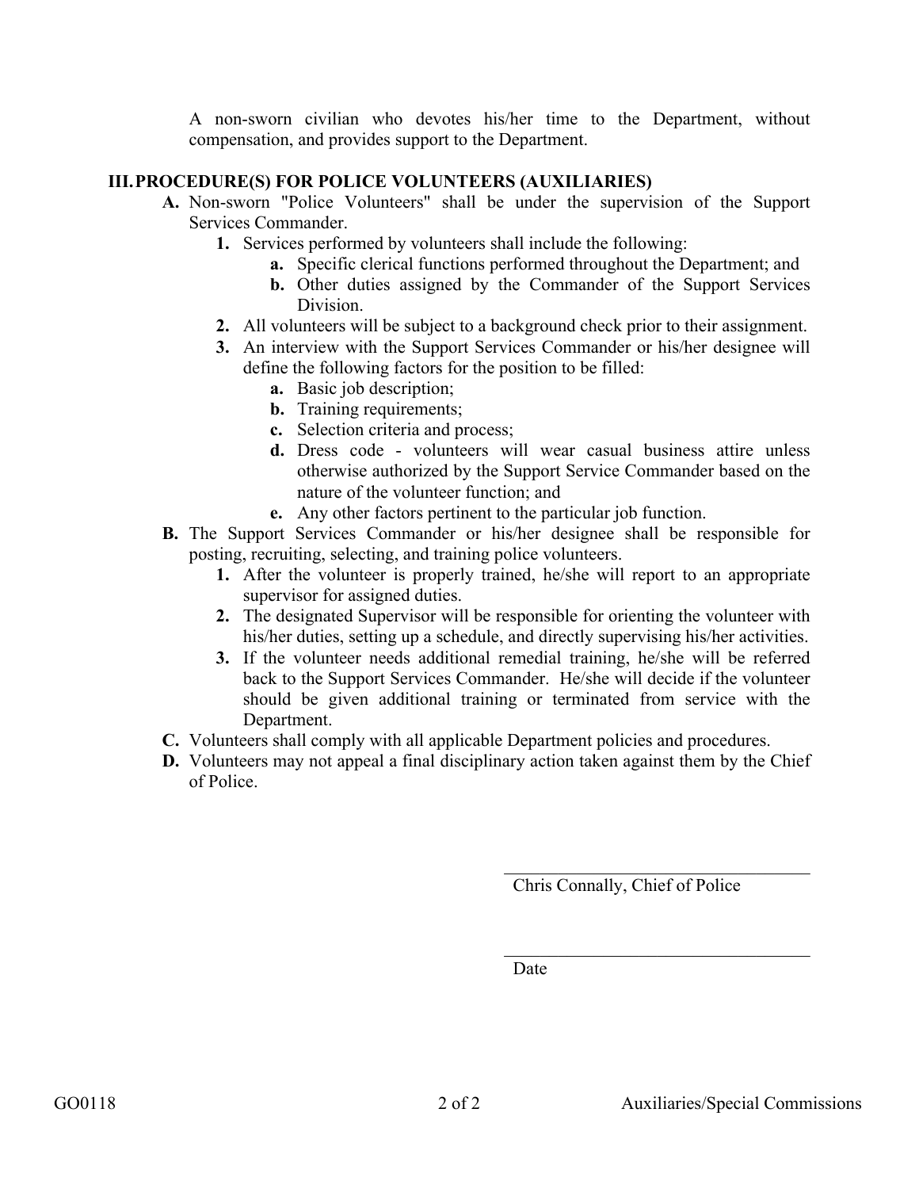A non-sworn civilian who devotes his/her time to the Department, without compensation, and provides support to the Department.

## III. PROCEDURE(S) FOR POLICE VOLUNTEERS (AUXILIARIES)

**A.** Non-sworn "Police Volunteers" shall be under the supervision of the Support Services Commander.

1. Services performed by volunteers shall include the following:
   - **a.** Specific clerical functions performed throughout the Department; and
   - **b.** Other duties assigned by the Commander of the Support Services Division.
2. All volunteers will be subject to a background check prior to their assignment.
3. An interview with the Support Services Commander or his/her designee will define the following factors for the position to be filled:
   - **a.** Basic job description;
   - **b.** Training requirements;
   - **c.** Selection criteria and process;
   - **d.** Dress code - volunteers will wear casual business attire unless otherwise authorized by the Support Service Commander based on the nature of the volunteer function; and
   - **e.** Any other factors pertinent to the particular job function.

**B.** The Support Services Commander or his/her designee shall be responsible for posting, recruiting, selecting, and training police volunteers.

1. After the volunteer is properly trained, he/she will report to an appropriate supervisor for assigned duties.
2. The designated Supervisor will be responsible for orienting the volunteer with his/her duties, setting up a schedule, and directly supervising his/her activities.
3. If the volunteer needs additional remedial training, he/she will be referred back to the Support Services Commander. He/she will decide if the volunteer should be given additional training or terminated from service with the Department.

**C.** Volunteers shall comply with all applicable Department policies and procedures.

**D.** Volunteers may not appeal a final disciplinary action taken against them by the Chief of Police.

\_\_\_\_\_\_\_\_\_\_\_\_\_\_\_\_\_\_\_\_\_\_\_\_\_\_\_\_\_\_\_\_

Chris Connally, Chief of Police

\_\_\_\_\_\_\_\_\_\_\_\_\_\_\_\_\_\_\_\_\_\_\_\_\_\_\_\_\_\_\_\_

Date